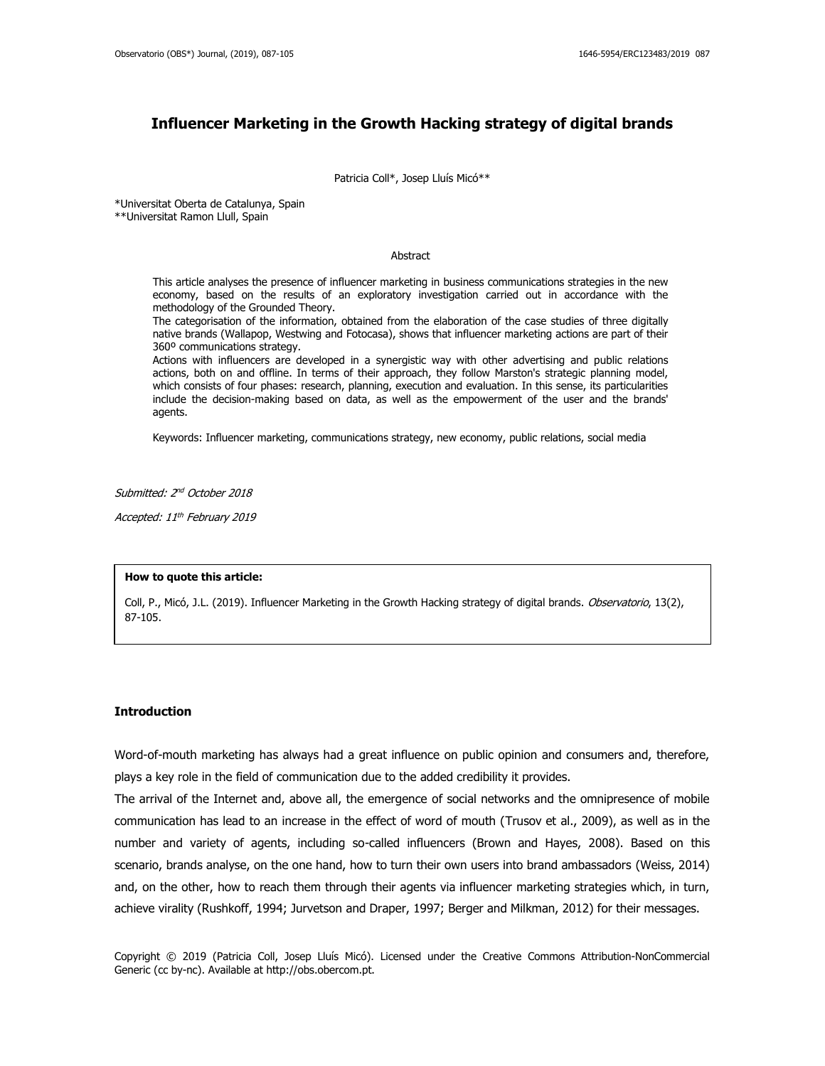# Influencer Marketing in the Growth Hacking strategy of digital brands

Patricia Coll*, Josep Lluís Micó**

*Universitat Oberta de Catalunya, Spain
**Universitat Ramon Llull, Spain

## Abstract

This article analyses the presence of influencer marketing in business communications strategies in the new economy, based on the results of an exploratory investigation carried out in accordance with the methodology of the Grounded Theory.
The categorisation of the information, obtained from the elaboration of the case studies of three digitally native brands (Wallapop, Westwing and Fotocasa), shows that influencer marketing actions are part of their 360º communications strategy.
Actions with influencers are developed in a synergistic way with other advertising and public relations actions, both on and offline. In terms of their approach, they follow Marston's strategic planning model, which consists of four phases: research, planning, execution and evaluation. In this sense, its particularities include the decision-making based on data, as well as the empowerment of the user and the brands' agents.

Keywords: Influencer marketing, communications strategy, new economy, public relations, social media

*Submitted: 2nd October 2018*

*Accepted: 11th February 2019*

**How to quote this article:**

Coll, P., Micó, J.L. (2019). Influencer Marketing in the Growth Hacking strategy of digital brands. *Observatorio*, 13(2), 87-105.

## Introduction

Word-of-mouth marketing has always had a great influence on public opinion and consumers and, therefore, plays a key role in the field of communication due to the added credibility it provides.
The arrival of the Internet and, above all, the emergence of social networks and the omnipresence of mobile communication has lead to an increase in the effect of word of mouth (Trusov et al., 2009), as well as in the number and variety of agents, including so-called influencers (Brown and Hayes, 2008). Based on this scenario, brands analyse, on the one hand, how to turn their own users into brand ambassadors (Weiss, 2014) and, on the other, how to reach them through their agents via influencer marketing strategies which, in turn, achieve virality (Rushkoff, 1994; Jurvetson and Draper, 1997; Berger and Milkman, 2012) for their messages.

Copyright © 2019 (Patricia Coll, Josep Lluís Micó). Licensed under the Creative Commons Attribution-NonCommercial Generic (cc by-nc). Available at http://obs.obercom.pt.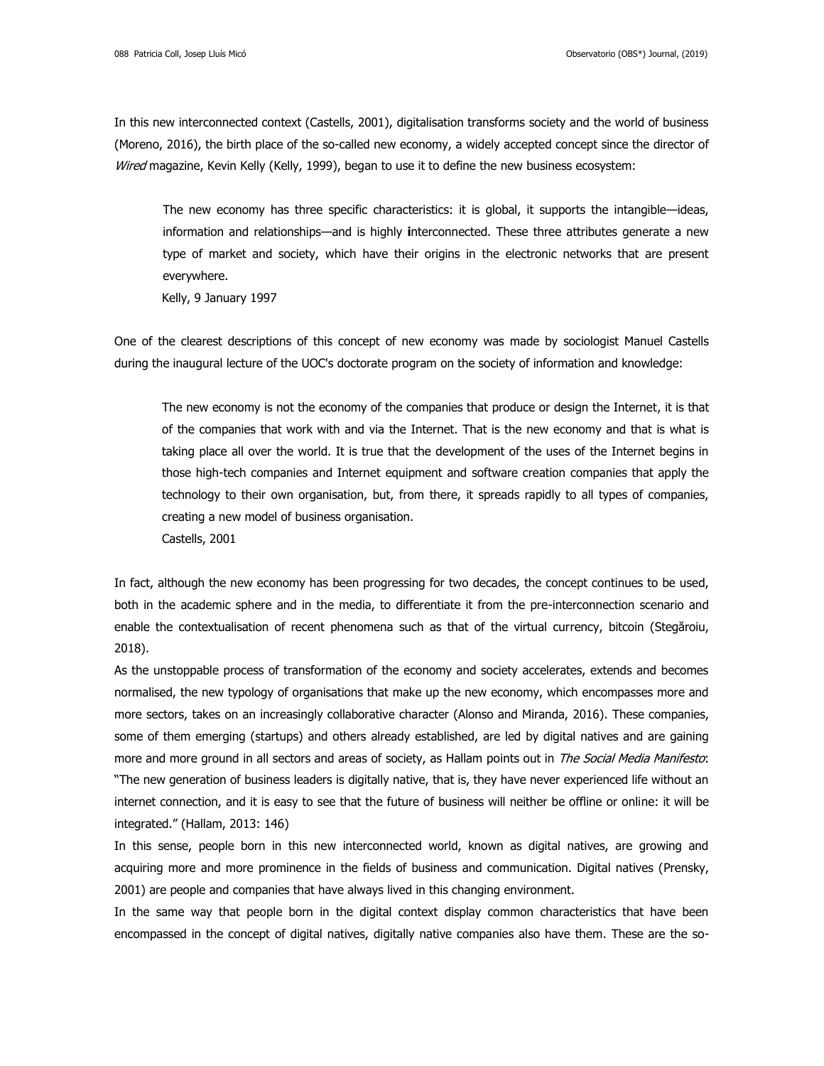In this new interconnected context (Castells, 2001), digitalisation transforms society and the world of business (Moreno, 2016), the birth place of the so-called new economy, a widely accepted concept since the director of *Wired* magazine, Kevin Kelly (Kelly, 1999), began to use it to define the new business ecosystem:

> The new economy has three specific characteristics: it is global, it supports the intangible—ideas, information and relationships—and is highly interconnected. These three attributes generate a new type of market and society, which have their origins in the electronic networks that are present everywhere.
> Kelly, 9 January 1997

One of the clearest descriptions of this concept of new economy was made by sociologist Manuel Castells during the inaugural lecture of the UOC's doctorate program on the society of information and knowledge:

> The new economy is not the economy of the companies that produce or design the Internet, it is that of the companies that work with and via the Internet. That is the new economy and that is what is taking place all over the world. It is true that the development of the uses of the Internet begins in those high-tech companies and Internet equipment and software creation companies that apply the technology to their own organisation, but, from there, it spreads rapidly to all types of companies, creating a new model of business organisation.
> Castells, 2001

In fact, although the new economy has been progressing for two decades, the concept continues to be used, both in the academic sphere and in the media, to differentiate it from the pre-interconnection scenario and enable the contextualisation of recent phenomena such as that of the virtual currency, bitcoin (Stegăroiu, 2018).

As the unstoppable process of transformation of the economy and society accelerates, extends and becomes normalised, the new typology of organisations that make up the new economy, which encompasses more and more sectors, takes on an increasingly collaborative character (Alonso and Miranda, 2016). These companies, some of them emerging (startups) and others already established, are led by digital natives and are gaining more and more ground in all sectors and areas of society, as Hallam points out in *The Social Media Manifesto*: "The new generation of business leaders is digitally native, that is, they have never experienced life without an internet connection, and it is easy to see that the future of business will neither be offline or online: it will be integrated." (Hallam, 2013: 146)

In this sense, people born in this new interconnected world, known as digital natives, are growing and acquiring more and more prominence in the fields of business and communication. Digital natives (Prensky, 2001) are people and companies that have always lived in this changing environment.

In the same way that people born in the digital context display common characteristics that have been encompassed in the concept of digital natives, digitally native companies also have them. These are the so-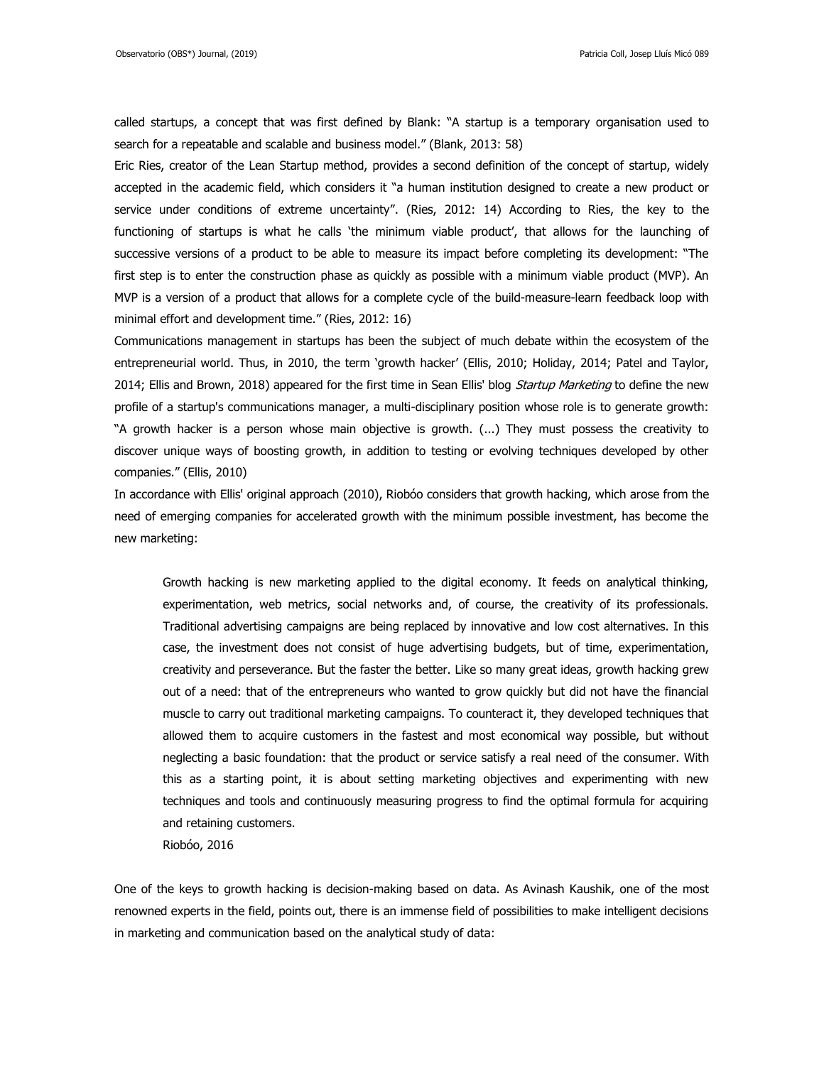called startups, a concept that was first defined by Blank: "A startup is a temporary organisation used to search for a repeatable and scalable and business model." (Blank, 2013: 58)

Eric Ries, creator of the Lean Startup method, provides a second definition of the concept of startup, widely accepted in the academic field, which considers it "a human institution designed to create a new product or service under conditions of extreme uncertainty". (Ries, 2012: 14) According to Ries, the key to the functioning of startups is what he calls 'the minimum viable product', that allows for the launching of successive versions of a product to be able to measure its impact before completing its development: "The first step is to enter the construction phase as quickly as possible with a minimum viable product (MVP). An MVP is a version of a product that allows for a complete cycle of the build-measure-learn feedback loop with minimal effort and development time." (Ries, 2012: 16)

Communications management in startups has been the subject of much debate within the ecosystem of the entrepreneurial world. Thus, in 2010, the term 'growth hacker' (Ellis, 2010; Holiday, 2014; Patel and Taylor, 2014; Ellis and Brown, 2018) appeared for the first time in Sean Ellis' blog *Startup Marketing* to define the new profile of a startup's communications manager, a multi-disciplinary position whose role is to generate growth: "A growth hacker is a person whose main objective is growth. (...) They must possess the creativity to discover unique ways of boosting growth, in addition to testing or evolving techniques developed by other companies." (Ellis, 2010)

In accordance with Ellis' original approach (2010), Riobóo considers that growth hacking, which arose from the need of emerging companies for accelerated growth with the minimum possible investment, has become the new marketing:

> Growth hacking is new marketing applied to the digital economy. It feeds on analytical thinking, experimentation, web metrics, social networks and, of course, the creativity of its professionals. Traditional advertising campaigns are being replaced by innovative and low cost alternatives. In this case, the investment does not consist of huge advertising budgets, but of time, experimentation, creativity and perseverance. But the faster the better. Like so many great ideas, growth hacking grew out of a need: that of the entrepreneurs who wanted to grow quickly but did not have the financial muscle to carry out traditional marketing campaigns. To counteract it, they developed techniques that allowed them to acquire customers in the fastest and most economical way possible, but without neglecting a basic foundation: that the product or service satisfy a real need of the consumer. With this as a starting point, it is about setting marketing objectives and experimenting with new techniques and tools and continuously measuring progress to find the optimal formula for acquiring and retaining customers.
>
> Riobóo, 2016

One of the keys to growth hacking is decision-making based on data. As Avinash Kaushik, one of the most renowned experts in the field, points out, there is an immense field of possibilities to make intelligent decisions in marketing and communication based on the analytical study of data: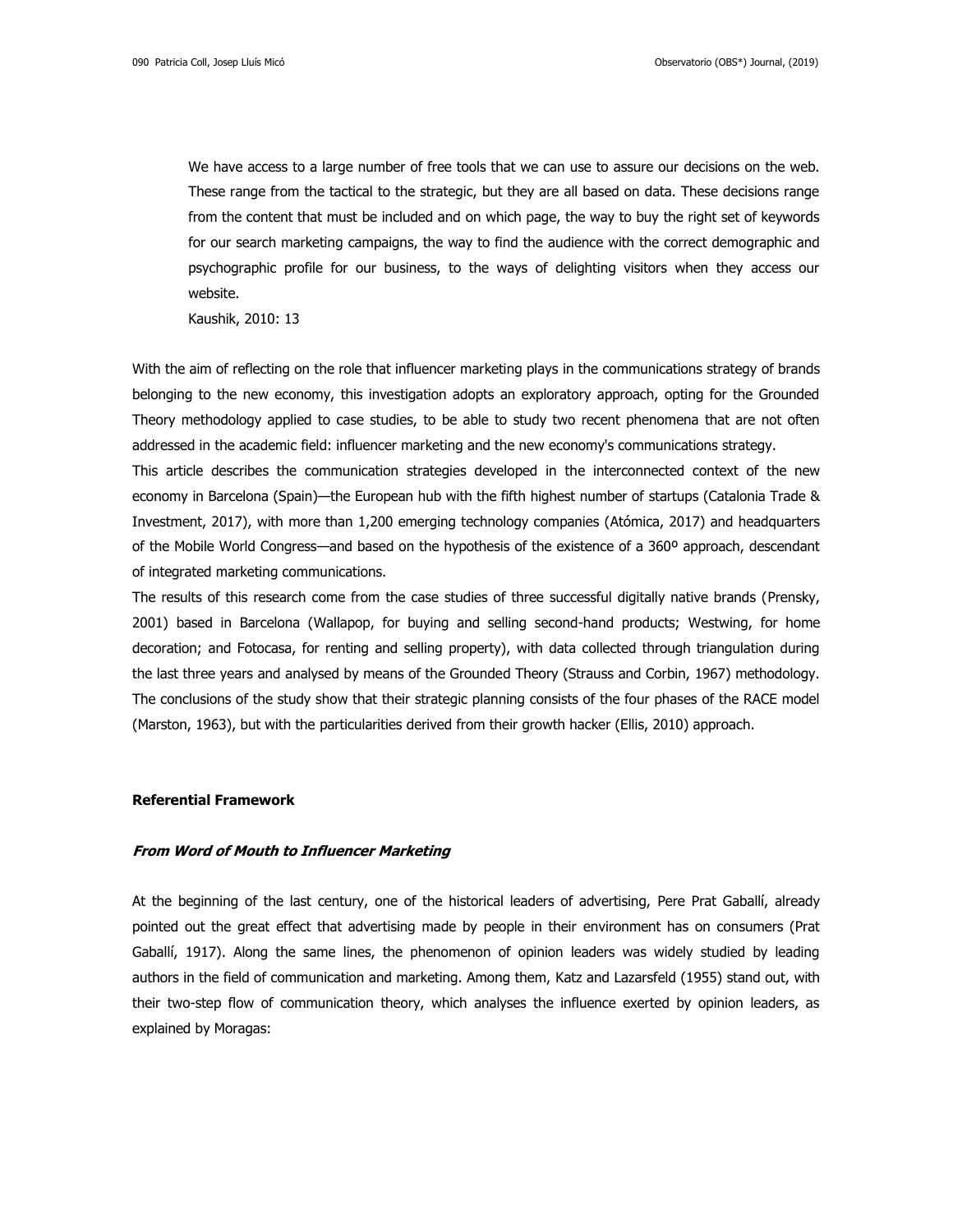> We have access to a large number of free tools that we can use to assure our decisions on the web. These range from the tactical to the strategic, but they are all based on data. These decisions range from the content that must be included and on which page, the way to buy the right set of keywords for our search marketing campaigns, the way to find the audience with the correct demographic and psychographic profile for our business, to the ways of delighting visitors when they access our website.
>
> Kaushik, 2010: 13

With the aim of reflecting on the role that influencer marketing plays in the communications strategy of brands belonging to the new economy, this investigation adopts an exploratory approach, opting for the Grounded Theory methodology applied to case studies, to be able to study two recent phenomena that are not often addressed in the academic field: influencer marketing and the new economy's communications strategy.

This article describes the communication strategies developed in the interconnected context of the new economy in Barcelona (Spain)—the European hub with the fifth highest number of startups (Catalonia Trade & Investment, 2017), with more than 1,200 emerging technology companies (Atómica, 2017) and headquarters of the Mobile World Congress—and based on the hypothesis of the existence of a 360º approach, descendant of integrated marketing communications.

The results of this research come from the case studies of three successful digitally native brands (Prensky, 2001) based in Barcelona (Wallapop, for buying and selling second-hand products; Westwing, for home decoration; and Fotocasa, for renting and selling property), with data collected through triangulation during the last three years and analysed by means of the Grounded Theory (Strauss and Corbin, 1967) methodology. The conclusions of the study show that their strategic planning consists of the four phases of the RACE model (Marston, 1963), but with the particularities derived from their growth hacker (Ellis, 2010) approach.

## Referential Framework

### *From Word of Mouth to Influencer Marketing*

At the beginning of the last century, one of the historical leaders of advertising, Pere Prat Gaballí, already pointed out the great effect that advertising made by people in their environment has on consumers (Prat Gaballí, 1917). Along the same lines, the phenomenon of opinion leaders was widely studied by leading authors in the field of communication and marketing. Among them, Katz and Lazarsfeld (1955) stand out, with their two-step flow of communication theory, which analyses the influence exerted by opinion leaders, as explained by Moragas: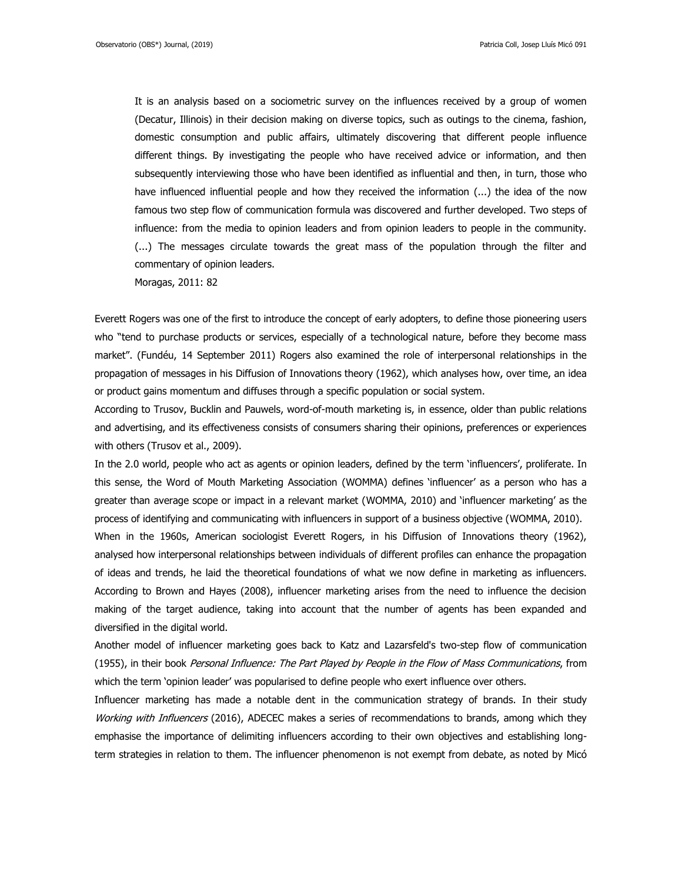> It is an analysis based on a sociometric survey on the influences received by a group of women (Decatur, Illinois) in their decision making on diverse topics, such as outings to the cinema, fashion, domestic consumption and public affairs, ultimately discovering that different people influence different things. By investigating the people who have received advice or information, and then subsequently interviewing those who have been identified as influential and then, in turn, those who have influenced influential people and how they received the information (...) the idea of the now famous two step flow of communication formula was discovered and further developed. Two steps of influence: from the media to opinion leaders and from opinion leaders to people in the community. (...) The messages circulate towards the great mass of the population through the filter and commentary of opinion leaders.
>
> Moragas, 2011: 82

Everett Rogers was one of the first to introduce the concept of early adopters, to define those pioneering users who "tend to purchase products or services, especially of a technological nature, before they become mass market". (Fundéu, 14 September 2011) Rogers also examined the role of interpersonal relationships in the propagation of messages in his Diffusion of Innovations theory (1962), which analyses how, over time, an idea or product gains momentum and diffuses through a specific population or social system.

According to Trusov, Bucklin and Pauwels, word-of-mouth marketing is, in essence, older than public relations and advertising, and its effectiveness consists of consumers sharing their opinions, preferences or experiences with others (Trusov et al., 2009).

In the 2.0 world, people who act as agents or opinion leaders, defined by the term 'influencers', proliferate. In this sense, the Word of Mouth Marketing Association (WOMMA) defines 'influencer' as a person who has a greater than average scope or impact in a relevant market (WOMMA, 2010) and 'influencer marketing' as the process of identifying and communicating with influencers in support of a business objective (WOMMA, 2010).

When in the 1960s, American sociologist Everett Rogers, in his Diffusion of Innovations theory (1962), analysed how interpersonal relationships between individuals of different profiles can enhance the propagation of ideas and trends, he laid the theoretical foundations of what we now define in marketing as influencers.

According to Brown and Hayes (2008), influencer marketing arises from the need to influence the decision making of the target audience, taking into account that the number of agents has been expanded and diversified in the digital world.

Another model of influencer marketing goes back to Katz and Lazarsfeld's two-step flow of communication (1955), in their book *Personal Influence: The Part Played by People in the Flow of Mass Communications*, from which the term 'opinion leader' was popularised to define people who exert influence over others.

Influencer marketing has made a notable dent in the communication strategy of brands. In their study *Working with Influencers* (2016), ADECEC makes a series of recommendations to brands, among which they emphasise the importance of delimiting influencers according to their own objectives and establishing long-term strategies in relation to them. The influencer phenomenon is not exempt from debate, as noted by Micó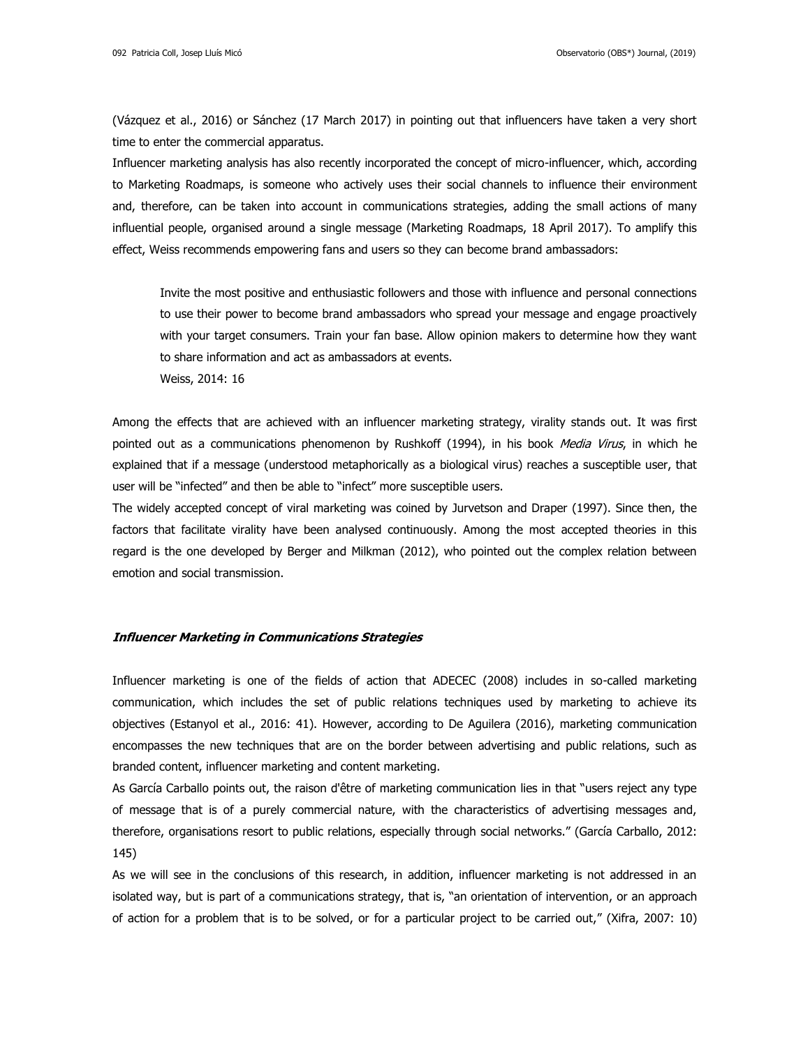(Vázquez et al., 2016) or Sánchez (17 March 2017) in pointing out that influencers have taken a very short time to enter the commercial apparatus.

Influencer marketing analysis has also recently incorporated the concept of micro-influencer, which, according to Marketing Roadmaps, is someone who actively uses their social channels to influence their environment and, therefore, can be taken into account in communications strategies, adding the small actions of many influential people, organised around a single message (Marketing Roadmaps, 18 April 2017). To amplify this effect, Weiss recommends empowering fans and users so they can become brand ambassadors:

> Invite the most positive and enthusiastic followers and those with influence and personal connections to use their power to become brand ambassadors who spread your message and engage proactively with your target consumers. Train your fan base. Allow opinion makers to determine how they want to share information and act as ambassadors at events.
>
> Weiss, 2014: 16

Among the effects that are achieved with an influencer marketing strategy, virality stands out. It was first pointed out as a communications phenomenon by Rushkoff (1994), in his book *Media Virus*, in which he explained that if a message (understood metaphorically as a biological virus) reaches a susceptible user, that user will be "infected" and then be able to "infect" more susceptible users.

The widely accepted concept of viral marketing was coined by Jurvetson and Draper (1997). Since then, the factors that facilitate virality have been analysed continuously. Among the most accepted theories in this regard is the one developed by Berger and Milkman (2012), who pointed out the complex relation between emotion and social transmission.

### ***Influencer Marketing in Communications Strategies***

Influencer marketing is one of the fields of action that ADECEC (2008) includes in so-called marketing communication, which includes the set of public relations techniques used by marketing to achieve its objectives (Estanyol et al., 2016: 41). However, according to De Aguilera (2016), marketing communication encompasses the new techniques that are on the border between advertising and public relations, such as branded content, influencer marketing and content marketing.

As García Carballo points out, the raison d'être of marketing communication lies in that "users reject any type of message that is of a purely commercial nature, with the characteristics of advertising messages and, therefore, organisations resort to public relations, especially through social networks." (García Carballo, 2012: 145)

As we will see in the conclusions of this research, in addition, influencer marketing is not addressed in an isolated way, but is part of a communications strategy, that is, "an orientation of intervention, or an approach of action for a problem that is to be solved, or for a particular project to be carried out," (Xifra, 2007: 10)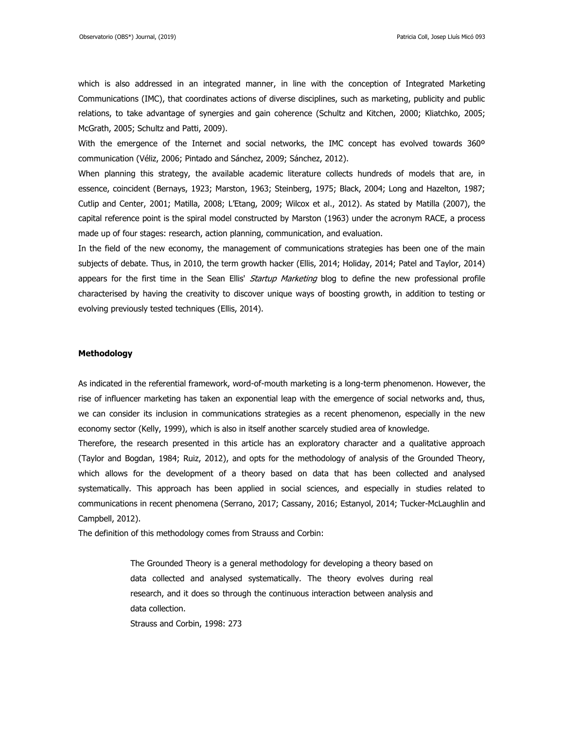which is also addressed in an integrated manner, in line with the conception of Integrated Marketing Communications (IMC), that coordinates actions of diverse disciplines, such as marketing, publicity and public relations, to take advantage of synergies and gain coherence (Schultz and Kitchen, 2000; Kliatchko, 2005; McGrath, 2005; Schultz and Patti, 2009).

With the emergence of the Internet and social networks, the IMC concept has evolved towards 360º communication (Véliz, 2006; Pintado and Sánchez, 2009; Sánchez, 2012).

When planning this strategy, the available academic literature collects hundreds of models that are, in essence, coincident (Bernays, 1923; Marston, 1963; Steinberg, 1975; Black, 2004; Long and Hazelton, 1987; Cutlip and Center, 2001; Matilla, 2008; L'Etang, 2009; Wilcox et al., 2012). As stated by Matilla (2007), the capital reference point is the spiral model constructed by Marston (1963) under the acronym RACE, a process made up of four stages: research, action planning, communication, and evaluation.

In the field of the new economy, the management of communications strategies has been one of the main subjects of debate. Thus, in 2010, the term growth hacker (Ellis, 2014; Holiday, 2014; Patel and Taylor, 2014) appears for the first time in the Sean Ellis' *Startup Marketing* blog to define the new professional profile characterised by having the creativity to discover unique ways of boosting growth, in addition to testing or evolving previously tested techniques (Ellis, 2014).

**Methodology**

As indicated in the referential framework, word-of-mouth marketing is a long-term phenomenon. However, the rise of influencer marketing has taken an exponential leap with the emergence of social networks and, thus, we can consider its inclusion in communications strategies as a recent phenomenon, especially in the new economy sector (Kelly, 1999), which is also in itself another scarcely studied area of knowledge.

Therefore, the research presented in this article has an exploratory character and a qualitative approach (Taylor and Bogdan, 1984; Ruiz, 2012), and opts for the methodology of analysis of the Grounded Theory, which allows for the development of a theory based on data that has been collected and analysed systematically. This approach has been applied in social sciences, and especially in studies related to communications in recent phenomena (Serrano, 2017; Cassany, 2016; Estanyol, 2014; Tucker-McLaughlin and Campbell, 2012).

The definition of this methodology comes from Strauss and Corbin:

> The Grounded Theory is a general methodology for developing a theory based on data collected and analysed systematically. The theory evolves during real research, and it does so through the continuous interaction between analysis and data collection.
>
> Strauss and Corbin, 1998: 273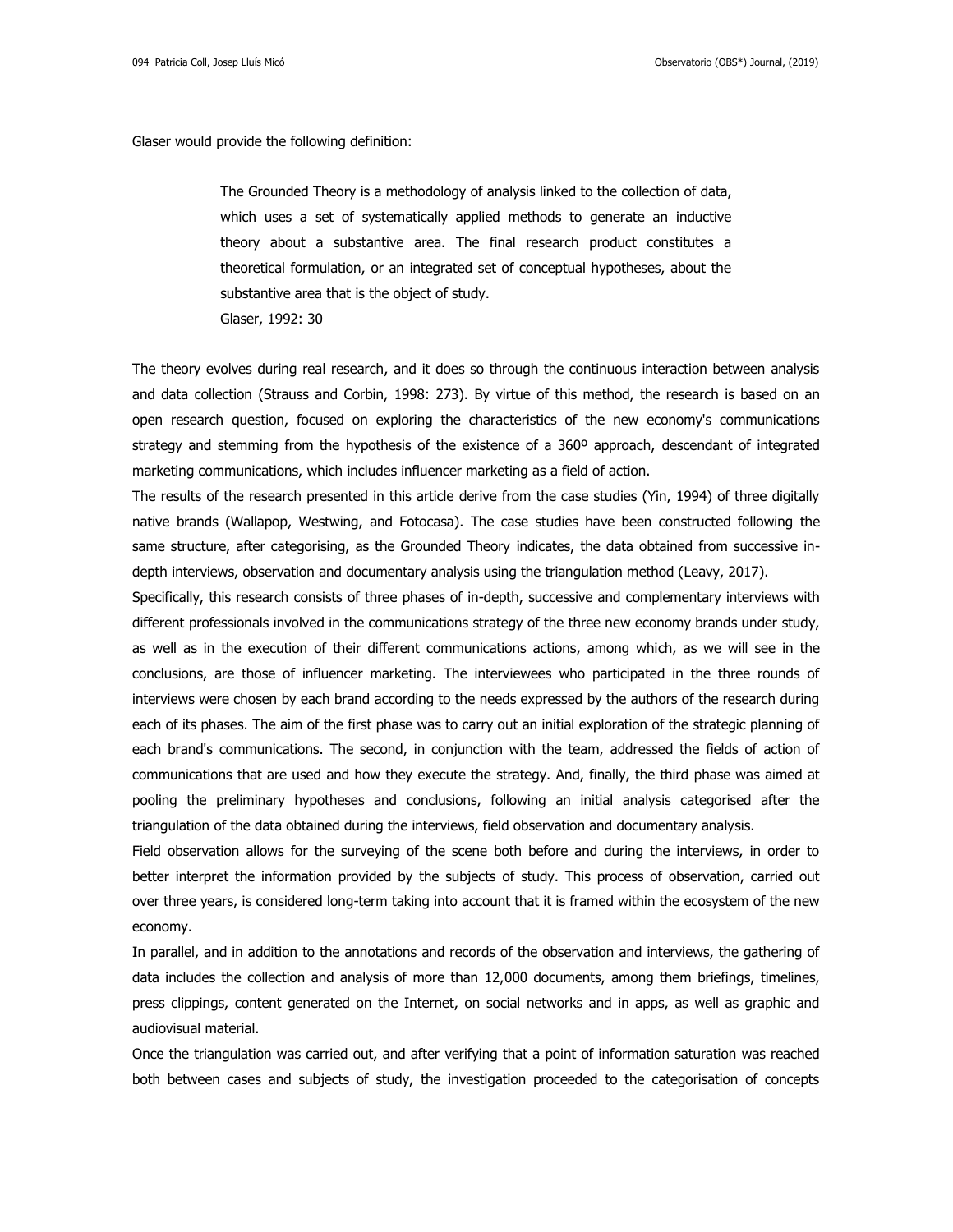Glaser would provide the following definition:

> The Grounded Theory is a methodology of analysis linked to the collection of data, which uses a set of systematically applied methods to generate an inductive theory about a substantive area. The final research product constitutes a theoretical formulation, or an integrated set of conceptual hypotheses, about the substantive area that is the object of study.
>
> Glaser, 1992: 30

The theory evolves during real research, and it does so through the continuous interaction between analysis and data collection (Strauss and Corbin, 1998: 273). By virtue of this method, the research is based on an open research question, focused on exploring the characteristics of the new economy's communications strategy and stemming from the hypothesis of the existence of a 360º approach, descendant of integrated marketing communications, which includes influencer marketing as a field of action.

The results of the research presented in this article derive from the case studies (Yin, 1994) of three digitally native brands (Wallapop, Westwing, and Fotocasa). The case studies have been constructed following the same structure, after categorising, as the Grounded Theory indicates, the data obtained from successive in-depth interviews, observation and documentary analysis using the triangulation method (Leavy, 2017).

Specifically, this research consists of three phases of in-depth, successive and complementary interviews with different professionals involved in the communications strategy of the three new economy brands under study, as well as in the execution of their different communications actions, among which, as we will see in the conclusions, are those of influencer marketing. The interviewees who participated in the three rounds of interviews were chosen by each brand according to the needs expressed by the authors of the research during each of its phases. The aim of the first phase was to carry out an initial exploration of the strategic planning of each brand's communications. The second, in conjunction with the team, addressed the fields of action of communications that are used and how they execute the strategy. And, finally, the third phase was aimed at pooling the preliminary hypotheses and conclusions, following an initial analysis categorised after the triangulation of the data obtained during the interviews, field observation and documentary analysis.

Field observation allows for the surveying of the scene both before and during the interviews, in order to better interpret the information provided by the subjects of study. This process of observation, carried out over three years, is considered long-term taking into account that it is framed within the ecosystem of the new economy.

In parallel, and in addition to the annotations and records of the observation and interviews, the gathering of data includes the collection and analysis of more than 12,000 documents, among them briefings, timelines, press clippings, content generated on the Internet, on social networks and in apps, as well as graphic and audiovisual material.

Once the triangulation was carried out, and after verifying that a point of information saturation was reached both between cases and subjects of study, the investigation proceeded to the categorisation of concepts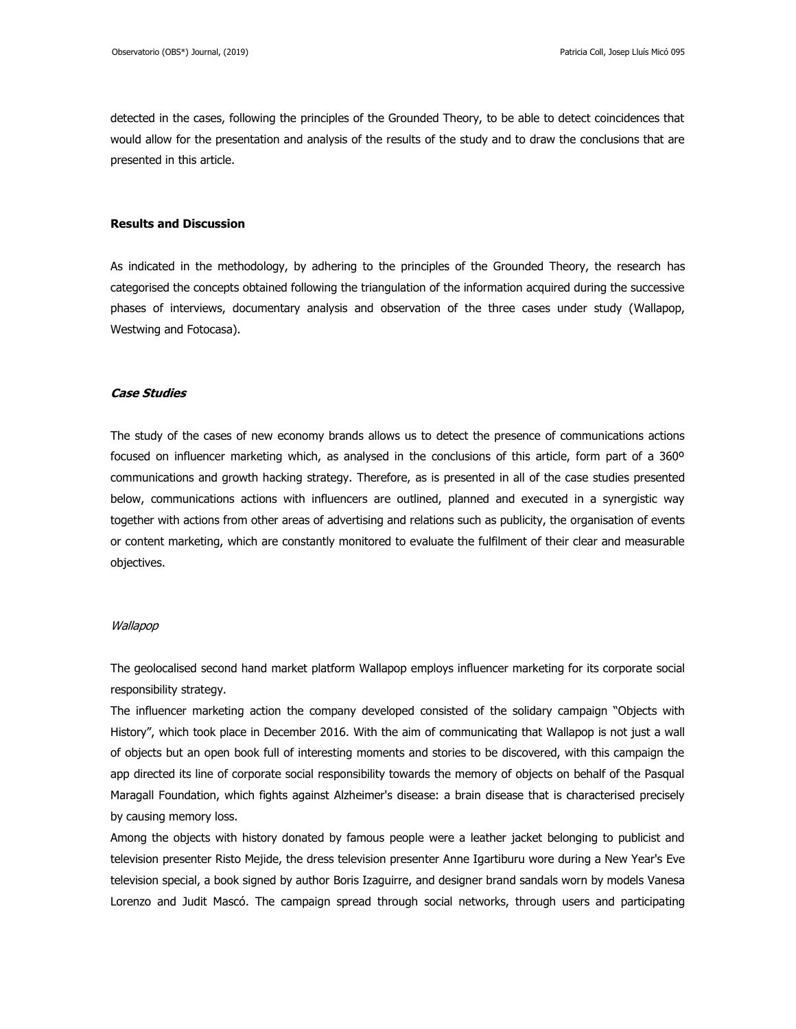detected in the cases, following the principles of the Grounded Theory, to be able to detect coincidences that would allow for the presentation and analysis of the results of the study and to draw the conclusions that are presented in this article.

## Results and Discussion

As indicated in the methodology, by adhering to the principles of the Grounded Theory, the research has categorised the concepts obtained following the triangulation of the information acquired during the successive phases of interviews, documentary analysis and observation of the three cases under study (Wallapop, Westwing and Fotocasa).

### ***Case Studies***

The study of the cases of new economy brands allows us to detect the presence of communications actions focused on influencer marketing which, as analysed in the conclusions of this article, form part of a 360º communications and growth hacking strategy. Therefore, as is presented in all of the case studies presented below, communications actions with influencers are outlined, planned and executed in a synergistic way together with actions from other areas of advertising and relations such as publicity, the organisation of events or content marketing, which are constantly monitored to evaluate the fulfilment of their clear and measurable objectives.

#### *Wallapop*

The geolocalised second hand market platform Wallapop employs influencer marketing for its corporate social responsibility strategy.

The influencer marketing action the company developed consisted of the solidary campaign "Objects with History", which took place in December 2016. With the aim of communicating that Wallapop is not just a wall of objects but an open book full of interesting moments and stories to be discovered, with this campaign the app directed its line of corporate social responsibility towards the memory of objects on behalf of the Pasqual Maragall Foundation, which fights against Alzheimer's disease: a brain disease that is characterised precisely by causing memory loss.

Among the objects with history donated by famous people were a leather jacket belonging to publicist and television presenter Risto Mejide, the dress television presenter Anne Igartiburu wore during a New Year's Eve television special, a book signed by author Boris Izaguirre, and designer brand sandals worn by models Vanesa Lorenzo and Judit Mascó. The campaign spread through social networks, through users and participating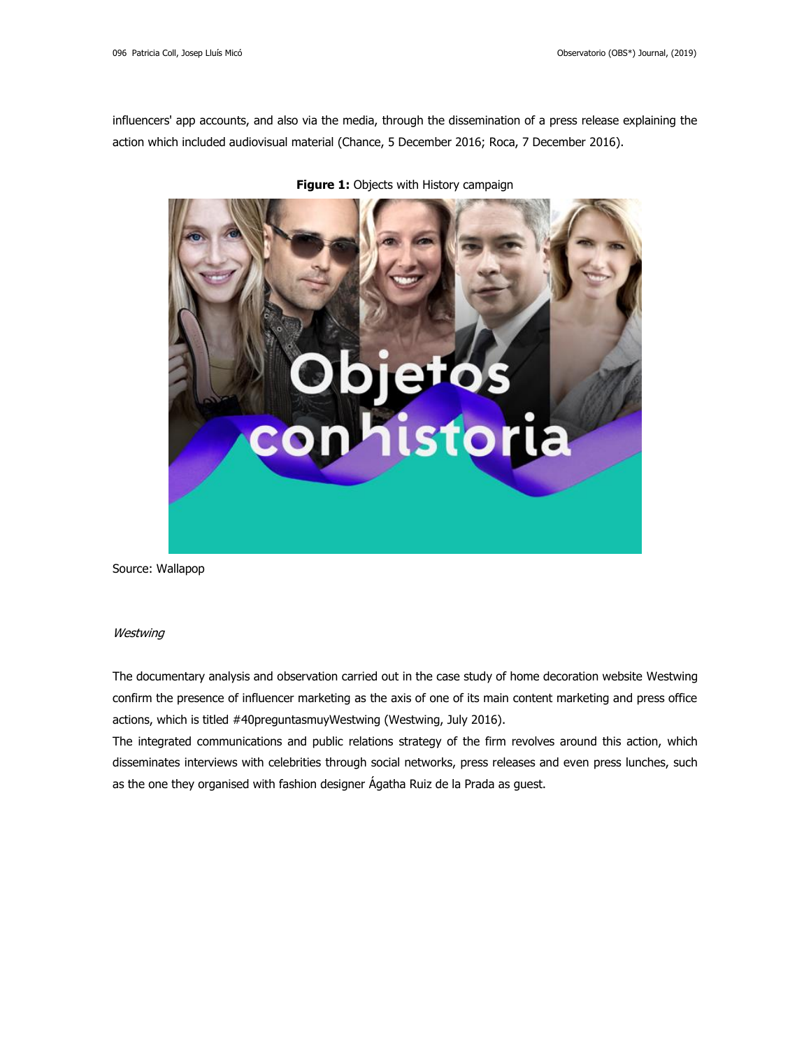influencers' app accounts, and also via the media, through the dissemination of a press release explaining the action which included audiovisual material (Chance, 5 December 2016; Roca, 7 December 2016).

**Figure 1:** Objects with History campaign

Source: Wallapop

*Westwing*

The documentary analysis and observation carried out in the case study of home decoration website Westwing confirm the presence of influencer marketing as the axis of one of its main content marketing and press office actions, which is titled #40preguntasmuyWestwing (Westwing, July 2016).

The integrated communications and public relations strategy of the firm revolves around this action, which disseminates interviews with celebrities through social networks, press releases and even press lunches, such as the one they organised with fashion designer Ágatha Ruiz de la Prada as guest.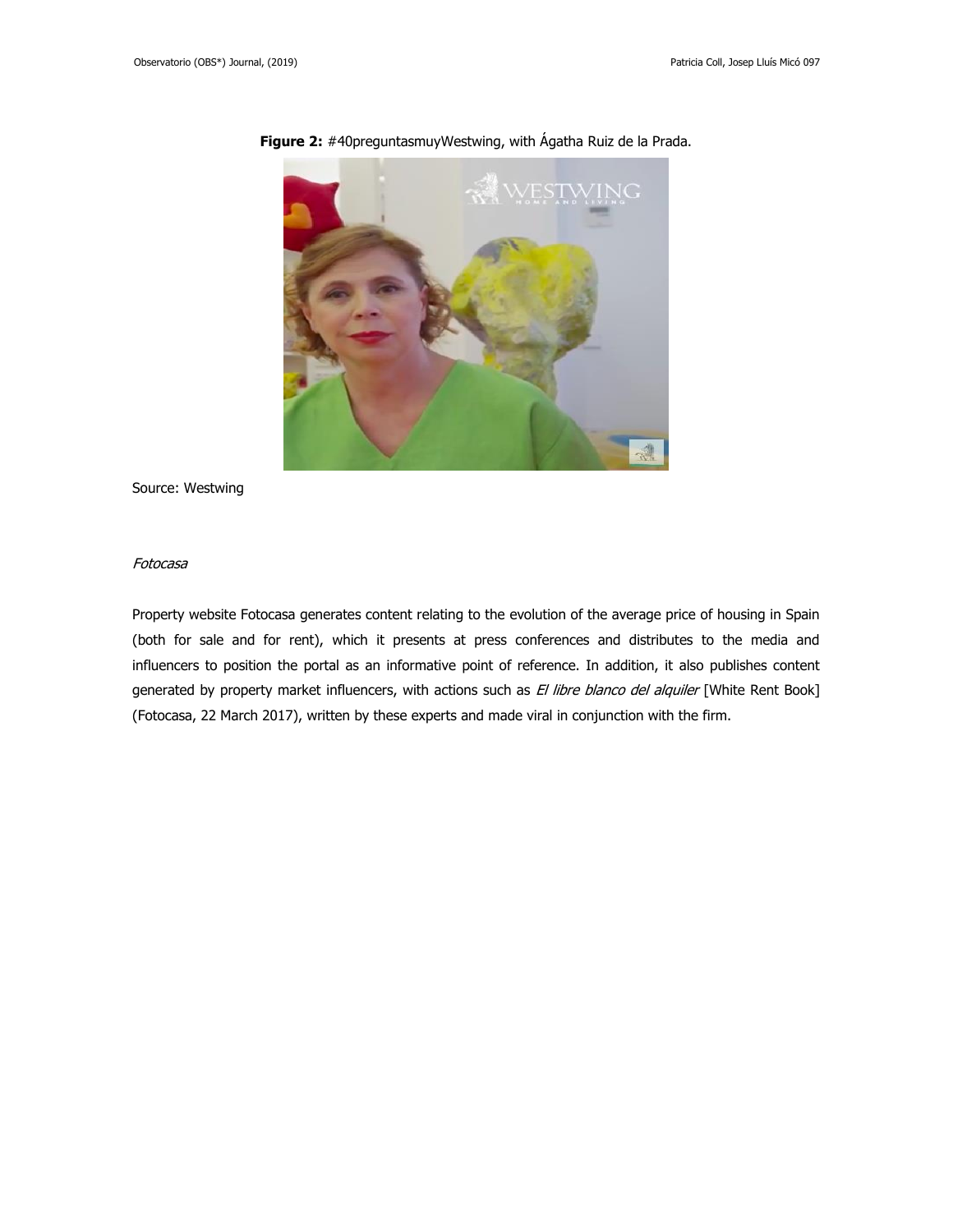**Figure 2:** #40preguntasmuyWestwing, with Ágatha Ruiz de la Prada.

Source: Westwing

*Fotocasa*

Property website Fotocasa generates content relating to the evolution of the average price of housing in Spain (both for sale and for rent), which it presents at press conferences and distributes to the media and influencers to position the portal as an informative point of reference. In addition, it also publishes content generated by property market influencers, with actions such as *El libre blanco del alquiler* [White Rent Book] (Fotocasa, 22 March 2017), written by these experts and made viral in conjunction with the firm.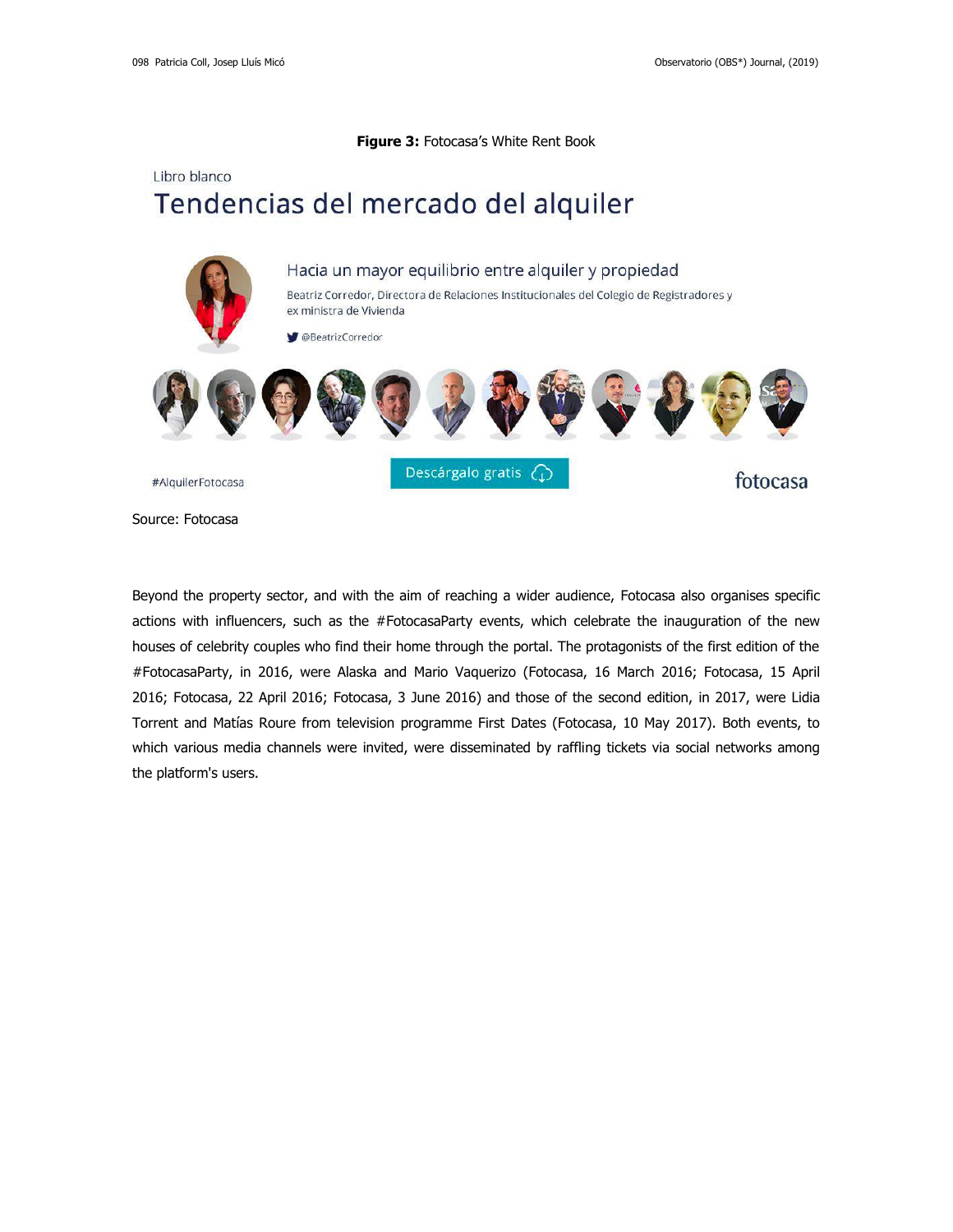**Figure 3:** Fotocasa's White Rent Book

Libro blanco

Tendencias del mercado del alquiler

Hacia un mayor equilibrio entre alquiler y propiedad

Beatriz Corredor, Directora de Relaciones Institucionales del Colegio de Registradores y ex ministra de Vivienda

@BeatrizCorredor

#AlquilerFotocasa

Descárgalo gratis

fotocasa

Source: Fotocasa

Beyond the property sector, and with the aim of reaching a wider audience, Fotocasa also organises specific actions with influencers, such as the #FotocasaParty events, which celebrate the inauguration of the new houses of celebrity couples who find their home through the portal. The protagonists of the first edition of the #FotocasaParty, in 2016, were Alaska and Mario Vaquerizo (Fotocasa, 16 March 2016; Fotocasa, 15 April 2016; Fotocasa, 22 April 2016; Fotocasa, 3 June 2016) and those of the second edition, in 2017, were Lidia Torrent and Matías Roure from television programme First Dates (Fotocasa, 10 May 2017). Both events, to which various media channels were invited, were disseminated by raffling tickets via social networks among the platform's users.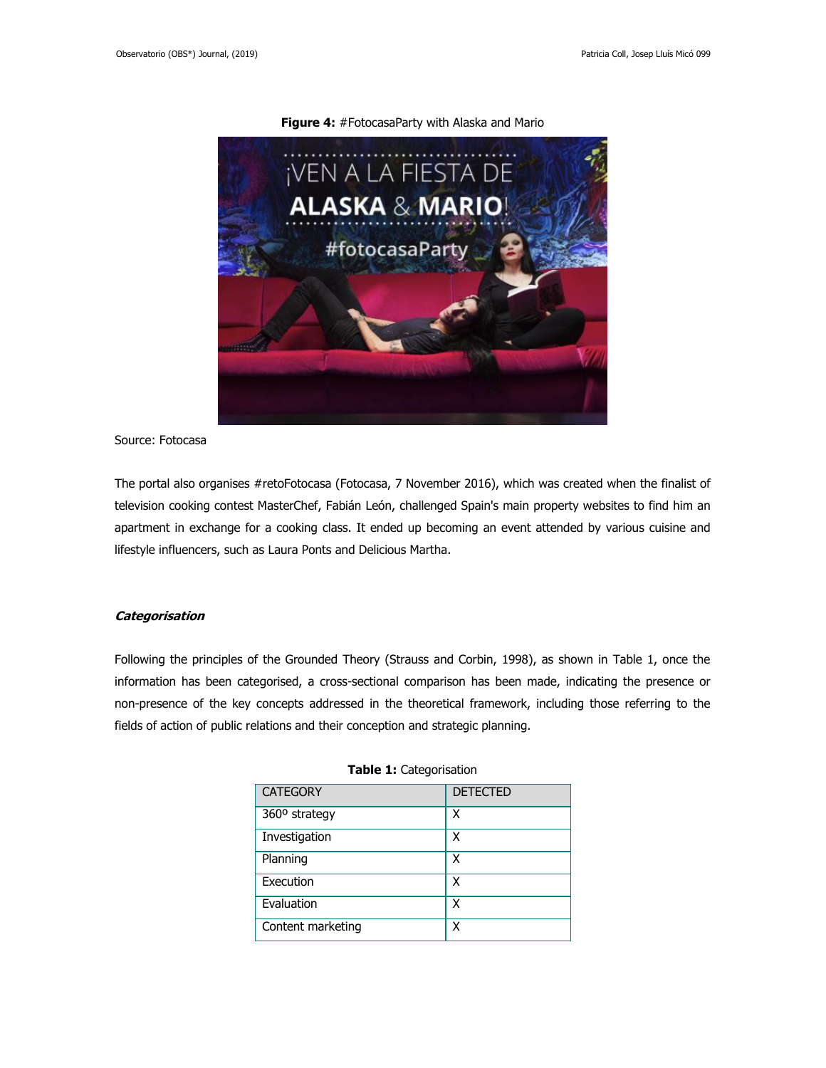**Figure 4:** #FotocasaParty with Alaska and Mario

Source: Fotocasa

The portal also organises #retoFotocasa (Fotocasa, 7 November 2016), which was created when the finalist of television cooking contest MasterChef, Fabián León, challenged Spain's main property websites to find him an apartment in exchange for a cooking class. It ended up becoming an event attended by various cuisine and lifestyle influencers, such as Laura Ponts and Delicious Martha.

### *Categorisation*

Following the principles of the Grounded Theory (Strauss and Corbin, 1998), as shown in Table 1, once the information has been categorised, a cross-sectional comparison has been made, indicating the presence or non-presence of the key concepts addressed in the theoretical framework, including those referring to the fields of action of public relations and their conception and strategic planning.

**Table 1:** Categorisation

| CATEGORY | DETECTED |
| --- | --- |
| 360º strategy | X |
| Investigation | X |
| Planning | X |
| Execution | X |
| Evaluation | X |
| Content marketing | X |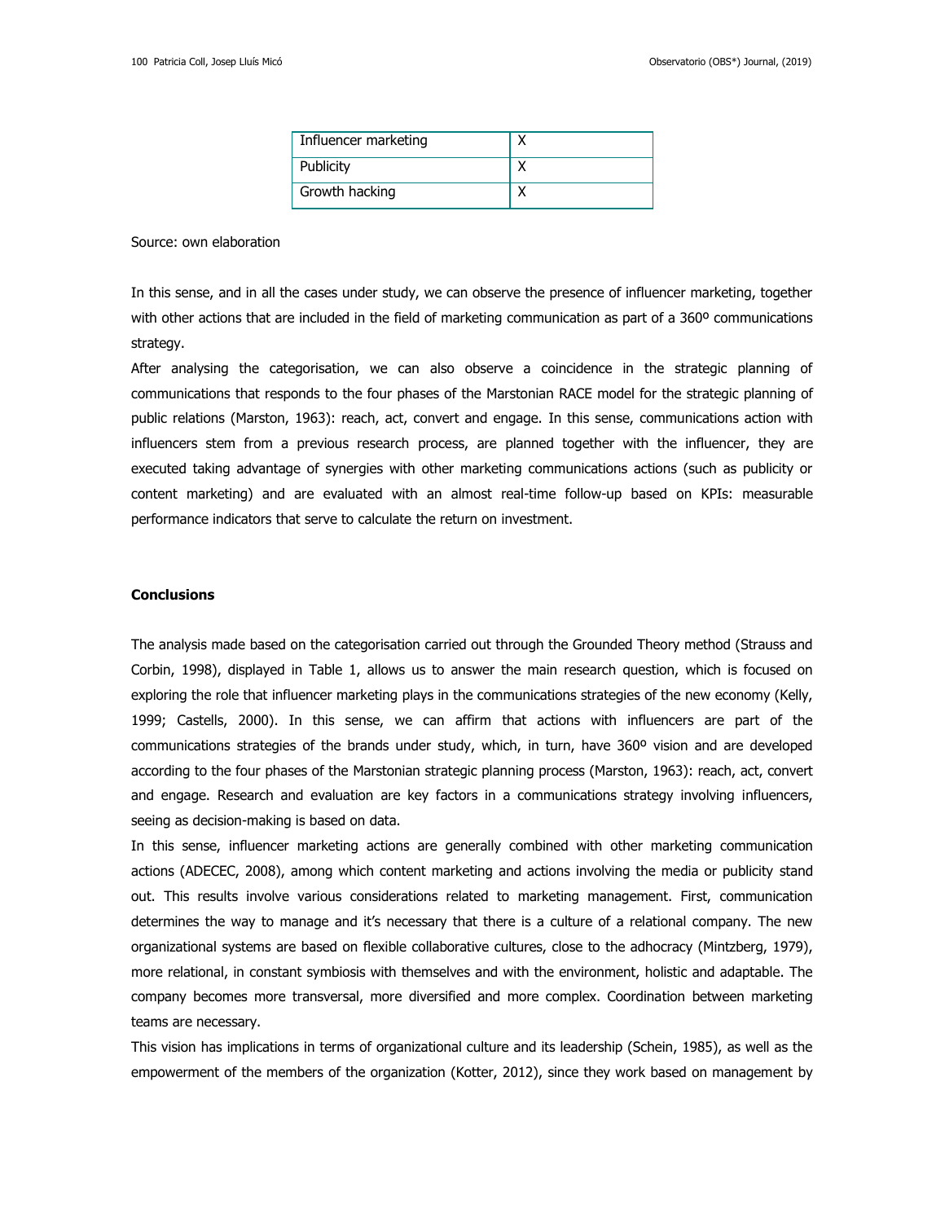| Influencer marketing | X |
|---|---|
| Publicity | X |
| Growth hacking | X |

Source: own elaboration

In this sense, and in all the cases under study, we can observe the presence of influencer marketing, together with other actions that are included in the field of marketing communication as part of a 360º communications strategy.

After analysing the categorisation, we can also observe a coincidence in the strategic planning of communications that responds to the four phases of the Marstonian RACE model for the strategic planning of public relations (Marston, 1963): reach, act, convert and engage. In this sense, communications action with influencers stem from a previous research process, are planned together with the influencer, they are executed taking advantage of synergies with other marketing communications actions (such as publicity or content marketing) and are evaluated with an almost real-time follow-up based on KPIs: measurable performance indicators that serve to calculate the return on investment.

**Conclusions**

The analysis made based on the categorisation carried out through the Grounded Theory method (Strauss and Corbin, 1998), displayed in Table 1, allows us to answer the main research question, which is focused on exploring the role that influencer marketing plays in the communications strategies of the new economy (Kelly, 1999; Castells, 2000). In this sense, we can affirm that actions with influencers are part of the communications strategies of the brands under study, which, in turn, have 360º vision and are developed according to the four phases of the Marstonian strategic planning process (Marston, 1963): reach, act, convert and engage. Research and evaluation are key factors in a communications strategy involving influencers, seeing as decision-making is based on data.

In this sense, influencer marketing actions are generally combined with other marketing communication actions (ADECEC, 2008), among which content marketing and actions involving the media or publicity stand out. This results involve various considerations related to marketing management. First, communication determines the way to manage and it's necessary that there is a culture of a relational company. The new organizational systems are based on flexible collaborative cultures, close to the adhocracy (Mintzberg, 1979), more relational, in constant symbiosis with themselves and with the environment, holistic and adaptable. The company becomes more transversal, more diversified and more complex. Coordination between marketing teams are necessary.

This vision has implications in terms of organizational culture and its leadership (Schein, 1985), as well as the empowerment of the members of the organization (Kotter, 2012), since they work based on management by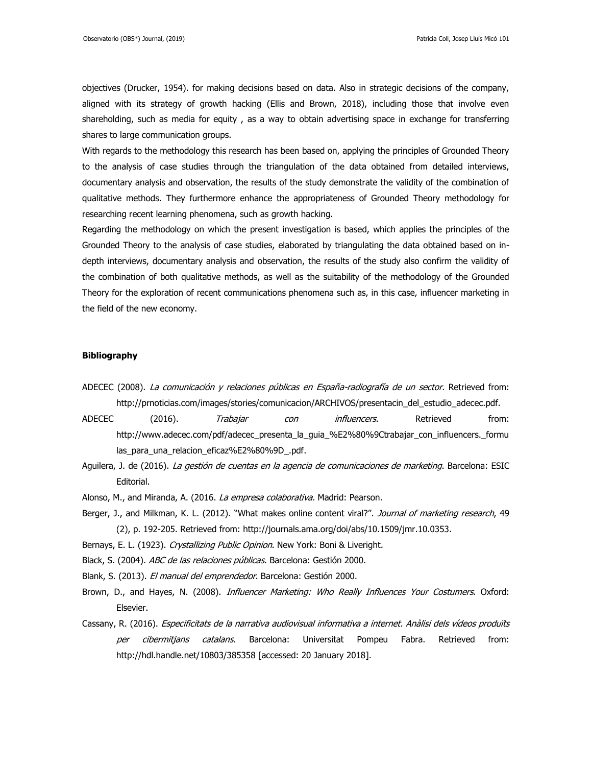objectives (Drucker, 1954). for making decisions based on data. Also in strategic decisions of the company, aligned with its strategy of growth hacking (Ellis and Brown, 2018), including those that involve even shareholding, such as media for equity , as a way to obtain advertising space in exchange for transferring shares to large communication groups.

With regards to the methodology this research has been based on, applying the principles of Grounded Theory to the analysis of case studies through the triangulation of the data obtained from detailed interviews, documentary analysis and observation, the results of the study demonstrate the validity of the combination of qualitative methods. They furthermore enhance the appropriateness of Grounded Theory methodology for researching recent learning phenomena, such as growth hacking.

Regarding the methodology on which the present investigation is based, which applies the principles of the Grounded Theory to the analysis of case studies, elaborated by triangulating the data obtained based on in-depth interviews, documentary analysis and observation, the results of the study also confirm the validity of the combination of both qualitative methods, as well as the suitability of the methodology of the Grounded Theory for the exploration of recent communications phenomena such as, in this case, influencer marketing in the field of the new economy.

**Bibliography**

ADECEC (2008). *La comunicación y relaciones públicas en España-radiografía de un sector.* Retrieved from: http://prnoticias.com/images/stories/comunicacion/ARCHIVOS/presentacin_del_estudio_adecec.pdf.

ADECEC (2016). *Trabajar con influencers*. Retrieved from: http://www.adecec.com/pdf/adecec_presenta_la_guia_%E2%80%9Ctrabajar_con_influencers._formulas_para_una_relacion_eficaz%E2%80%9D_.pdf.

Aguilera, J. de (2016). *La gestión de cuentas en la agencia de comunicaciones de marketing*. Barcelona: ESIC Editorial.

Alonso, M., and Miranda, A. (2016. *La empresa colaborativa.* Madrid: Pearson.

Berger, J., and Milkman, K. L. (2012). "What makes online content viral?". *Journal of marketing research*, 49 (2), p. 192-205. Retrieved from: http://journals.ama.org/doi/abs/10.1509/jmr.10.0353.

Bernays, E. L. (1923). *Crystallizing Public Opinion*. New York: Boni & Liveright.

Black, S. (2004). *ABC de las relaciones públicas*. Barcelona: Gestión 2000.

Blank, S. (2013). *El manual del emprendedor*. Barcelona: Gestión 2000.

Brown, D., and Hayes, N. (2008). *Influencer Marketing: Who Really Influences Your Costumers*. Oxford: Elsevier.

Cassany, R. (2016). *Especificitats de la narrativa audiovisual informativa a internet. Anàlisi dels vídeos produïts per cibermitjans catalans*. Barcelona: Universitat Pompeu Fabra. Retrieved from: http://hdl.handle.net/10803/385358 [accessed: 20 January 2018].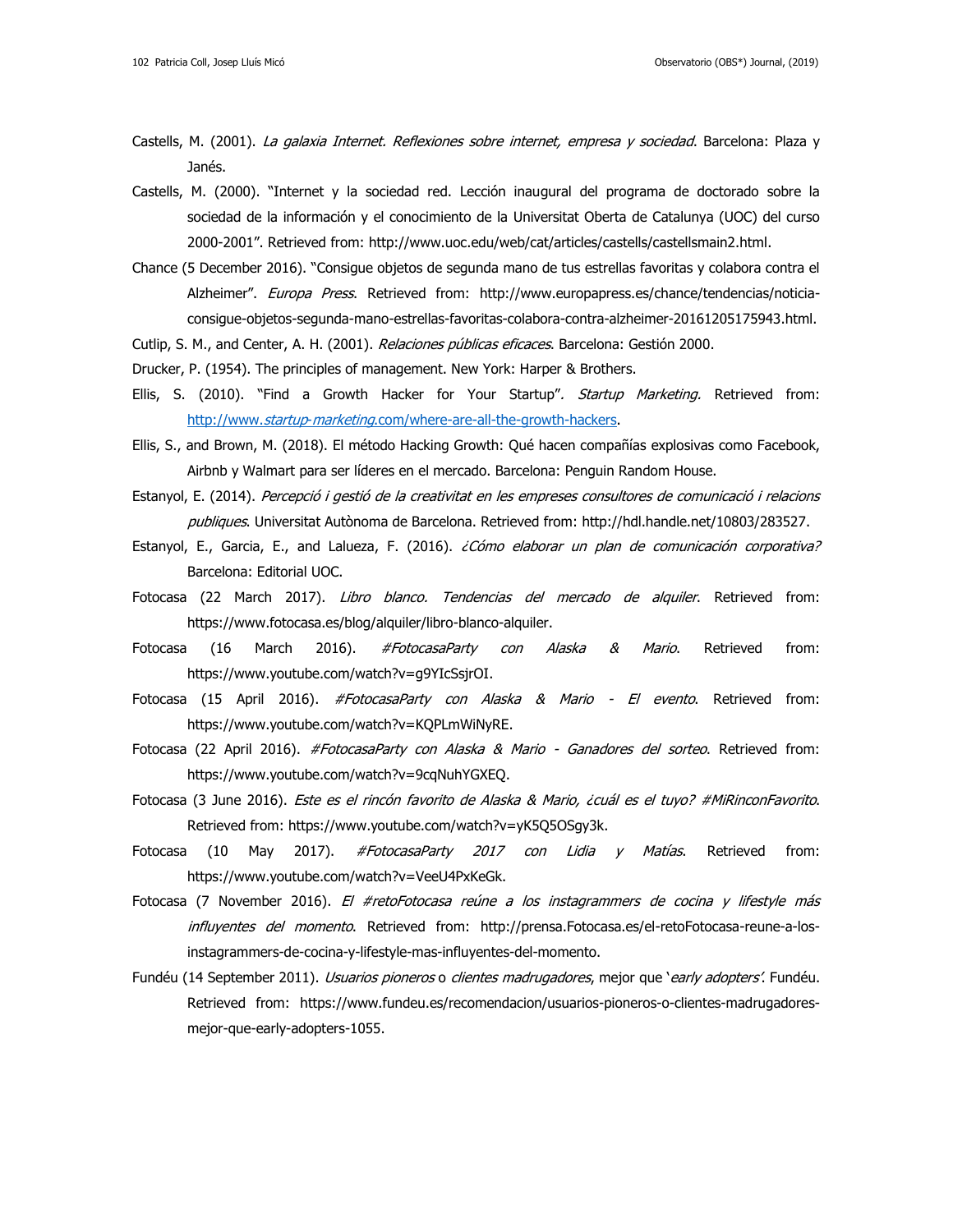Castells, M. (2001). *La galaxia Internet. Reflexiones sobre internet, empresa y sociedad*. Barcelona: Plaza y Janés.

Castells, M. (2000). "Internet y la sociedad red. Lección inaugural del programa de doctorado sobre la sociedad de la información y el conocimiento de la Universitat Oberta de Catalunya (UOC) del curso 2000-2001". Retrieved from: http://www.uoc.edu/web/cat/articles/castells/castellsmain2.html.

Chance (5 December 2016). "Consigue objetos de segunda mano de tus estrellas favoritas y colabora contra el Alzheimer". *Europa Press*. Retrieved from: http://www.europapress.es/chance/tendencias/noticia-consigue-objetos-segunda-mano-estrellas-favoritas-colabora-contra-alzheimer-20161205175943.html.

Cutlip, S. M., and Center, A. H. (2001). *Relaciones públicas eficaces*. Barcelona: Gestión 2000.

Drucker, P. (1954). The principles of management. New York: Harper & Brothers.

Ellis, S. (2010). "Find a Growth Hacker for Your Startup". *Startup Marketing*. Retrieved from: [http://www.*startup-marketing*.com/where-are-all-the-growth-hackers](http://www.startup-marketing.com/where-are-all-the-growth-hackers).

Ellis, S., and Brown, M. (2018). El método Hacking Growth: Qué hacen compañías explosivas como Facebook, Airbnb y Walmart para ser líderes en el mercado. Barcelona: Penguin Random House.

Estanyol, E. (2014). *Percepció i gestió de la creativitat en les empreses consultores de comunicació i relacions publiques*. Universitat Autònoma de Barcelona. Retrieved from: http://hdl.handle.net/10803/283527.

Estanyol, E., Garcia, E., and Lalueza, F. (2016). *¿Cómo elaborar un plan de comunicación corporativa?* Barcelona: Editorial UOC.

Fotocasa (22 March 2017). *Libro blanco. Tendencias del mercado de alquiler*. Retrieved from: https://www.fotocasa.es/blog/alquiler/libro-blanco-alquiler.

Fotocasa (16 March 2016). *#FotocasaParty con Alaska & Mario*. Retrieved from: https://www.youtube.com/watch?v=g9YIcSsjrOI.

Fotocasa (15 April 2016). *#FotocasaParty con Alaska & Mario - El evento*. Retrieved from: https://www.youtube.com/watch?v=KQPLmWiNyRE.

Fotocasa (22 April 2016). *#FotocasaParty con Alaska & Mario - Ganadores del sorteo*. Retrieved from: https://www.youtube.com/watch?v=9cqNuhYGXEQ.

Fotocasa (3 June 2016). *Este es el rincón favorito de Alaska & Mario, ¿cuál es el tuyo? #MiRinconFavorito*. Retrieved from: https://www.youtube.com/watch?v=yK5Q5OSgy3k.

Fotocasa (10 May 2017). *#FotocasaParty 2017 con Lidia y Matías*. Retrieved from: https://www.youtube.com/watch?v=VeeU4PxKeGk.

Fotocasa (7 November 2016). *El #retoFotocasa reúne a los instagrammers de cocina y lifestyle más influyentes del momento*. Retrieved from: http://prensa.Fotocasa.es/el-retoFotocasa-reune-a-los-instagrammers-de-cocina-y-lifestyle-mas-influyentes-del-momento.

Fundéu (14 September 2011). *Usuarios pioneros* o *clientes madrugadores*, mejor que '*early adopters*'. Fundéu. Retrieved from: https://www.fundeu.es/recomendacion/usuarios-pioneros-o-clientes-madrugadores-mejor-que-early-adopters-1055.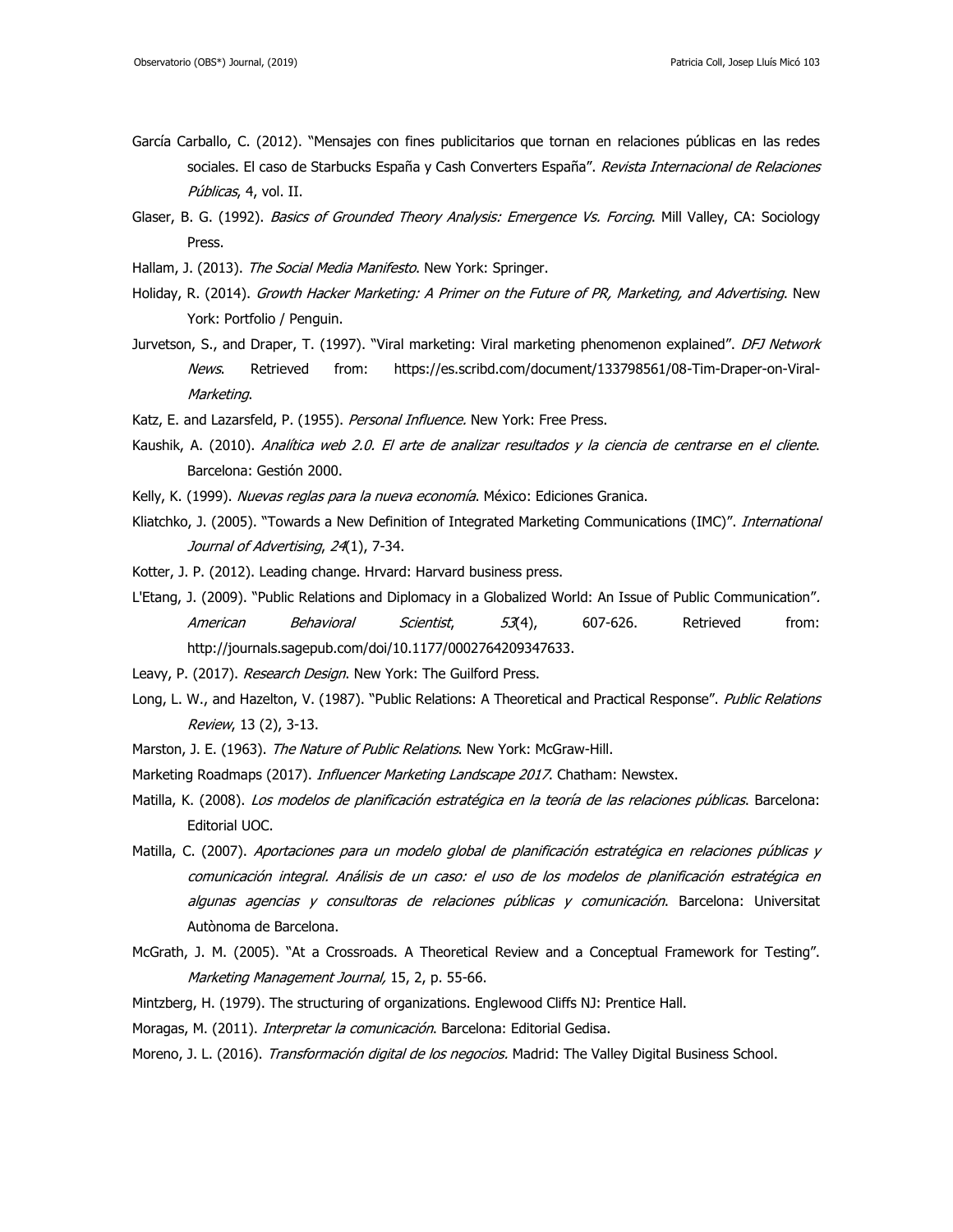García Carballo, C. (2012). "Mensajes con fines publicitarios que tornan en relaciones públicas en las redes sociales. El caso de Starbucks España y Cash Converters España". *Revista Internacional de Relaciones Públicas*, 4, vol. II.

Glaser, B. G. (1992). *Basics of Grounded Theory Analysis: Emergence Vs. Forcing*. Mill Valley, CA: Sociology Press.

Hallam, J. (2013). *The Social Media Manifesto*. New York: Springer.

Holiday, R. (2014). *Growth Hacker Marketing: A Primer on the Future of PR, Marketing, and Advertising*. New York: Portfolio / Penguin.

Jurvetson, S., and Draper, T. (1997). "Viral marketing: Viral marketing phenomenon explained". *DFJ Network News*. Retrieved from: https://es.scribd.com/document/133798561/08-Tim-Draper-on-Viral-*Marketing*.

Katz, E. and Lazarsfeld, P. (1955). *Personal Influence*. New York: Free Press.

Kaushik, A. (2010). *Analítica web 2.0. El arte de analizar resultados y la ciencia de centrarse en el cliente*. Barcelona: Gestión 2000.

Kelly, K. (1999). *Nuevas reglas para la nueva economía*. México: Ediciones Granica.

Kliatchko, J. (2005). "Towards a New Definition of Integrated Marketing Communications (IMC)". *International Journal of Advertising*, *24*(1), 7-34.

Kotter, J. P. (2012). Leading change. Hrvard: Harvard business press.

L'Etang, J. (2009). "Public Relations and Diplomacy in a Globalized World: An Issue of Public Communication". *American Behavioral Scientist*, *53*(4), 607-626. Retrieved from: http://journals.sagepub.com/doi/10.1177/0002764209347633.

Leavy, P. (2017). *Research Design*. New York: The Guilford Press.

Long, L. W., and Hazelton, V. (1987). "Public Relations: A Theoretical and Practical Response". *Public Relations Review*, 13 (2), 3-13.

Marston, J. E. (1963). *The Nature of Public Relations*. New York: McGraw-Hill.

Marketing Roadmaps (2017). *Influencer Marketing Landscape 2017*. Chatham: Newstex.

Matilla, K. (2008). *Los modelos de planificación estratégica en la teoría de las relaciones públicas*. Barcelona: Editorial UOC.

Matilla, C. (2007). *Aportaciones para un modelo global de planificación estratégica en relaciones públicas y comunicación integral. Análisis de un caso: el uso de los modelos de planificación estratégica en algunas agencias y consultoras de relaciones públicas y comunicación*. Barcelona: Universitat Autònoma de Barcelona.

McGrath, J. M. (2005). "At a Crossroads. A Theoretical Review and a Conceptual Framework for Testing". *Marketing Management Journal,* 15, 2, p. 55-66.

Mintzberg, H. (1979). The structuring of organizations. Englewood Cliffs NJ: Prentice Hall.

Moragas, M. (2011). *Interpretar la comunicación*. Barcelona: Editorial Gedisa.

Moreno, J. L. (2016). *Transformación digital de los negocios.* Madrid: The Valley Digital Business School.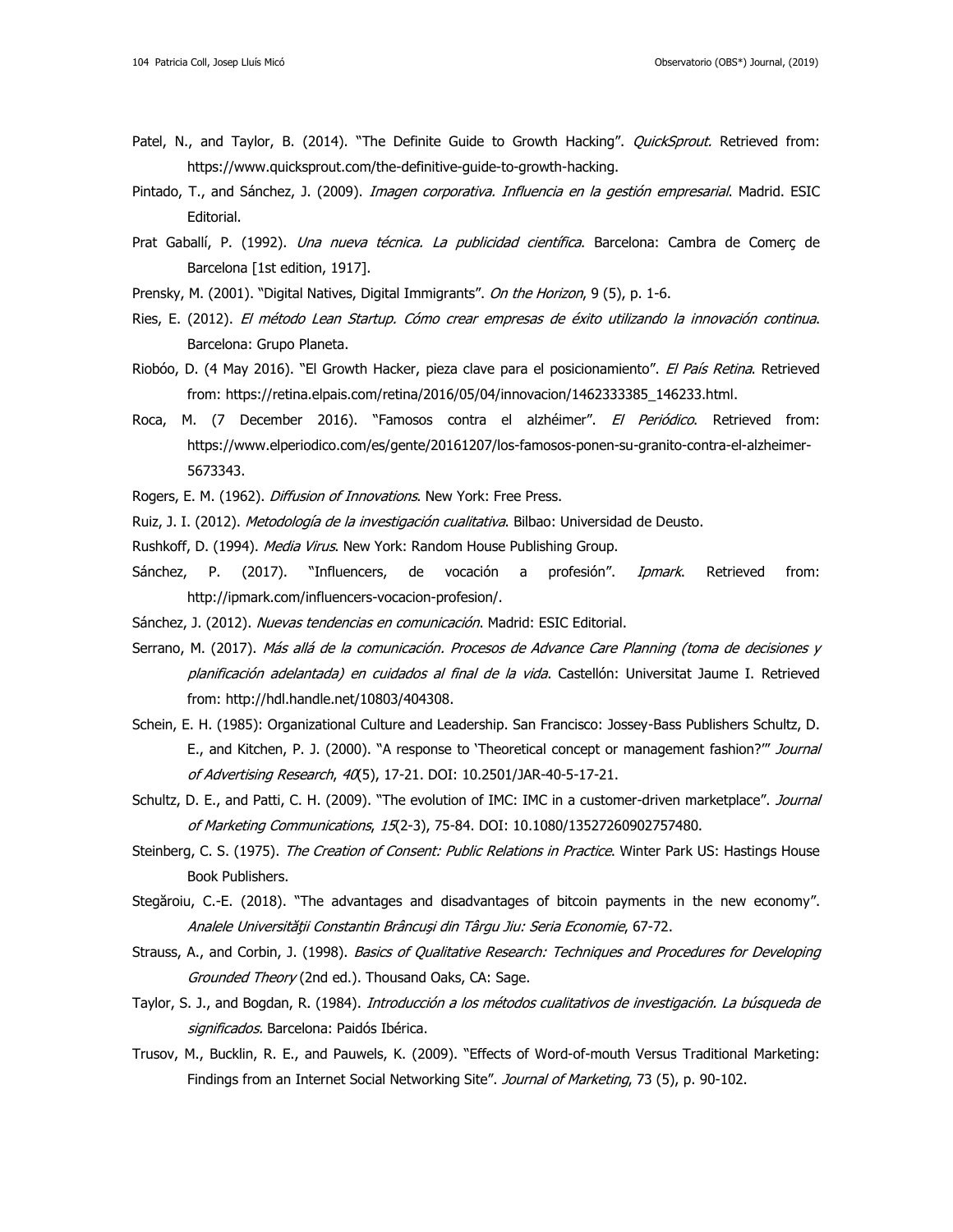Patel, N., and Taylor, B. (2014). "The Definite Guide to Growth Hacking". *QuickSprout.* Retrieved from: https://www.quicksprout.com/the-definitive-guide-to-growth-hacking.

Pintado, T., and Sánchez, J. (2009). *Imagen corporativa. Influencia en la gestión empresarial*. Madrid. ESIC Editorial.

Prat Gaballí, P. (1992). *Una nueva técnica. La publicidad científica*. Barcelona: Cambra de Comerç de Barcelona [1st edition, 1917].

Prensky, M. (2001). "Digital Natives, Digital Immigrants". *On the Horizon*, 9 (5), p. 1-6.

Ries, E. (2012). *El método Lean Startup. Cómo crear empresas de éxito utilizando la innovación continua*. Barcelona: Grupo Planeta.

Riobóo, D. (4 May 2016). "El Growth Hacker, pieza clave para el posicionamiento". *El País Retina*. Retrieved from: https://retina.elpais.com/retina/2016/05/04/innovacion/1462333385_146233.html.

Roca, M. (7 December 2016). "Famosos contra el alzhéimer". *El Periódico*. Retrieved from: https://www.elperiodico.com/es/gente/20161207/los-famosos-ponen-su-granito-contra-el-alzheimer-5673343.

Rogers, E. M. (1962). *Diffusion of Innovations*. New York: Free Press.

Ruiz, J. I. (2012). *Metodología de la investigación cualitativa*. Bilbao: Universidad de Deusto.

Rushkoff, D. (1994). *Media Virus*. New York: Random House Publishing Group.

Sánchez, P. (2017). "Influencers, de vocación a profesión". *Ipmark*. Retrieved from: http://ipmark.com/influencers-vocacion-profesion/.

Sánchez, J. (2012). *Nuevas tendencias en comunicación*. Madrid: ESIC Editorial.

Serrano, M. (2017). *Más allá de la comunicación. Procesos de Advance Care Planning (toma de decisiones y planificación adelantada) en cuidados al final de la vida*. Castellón: Universitat Jaume I. Retrieved from: http://hdl.handle.net/10803/404308.

Schein, E. H. (1985): Organizational Culture and Leadership. San Francisco: Jossey-Bass Publishers Schultz, D. E., and Kitchen, P. J. (2000). "A response to 'Theoretical concept or management fashion?'" *Journal of Advertising Research*, *40*(5), 17-21. DOI: 10.2501/JAR-40-5-17-21.

Schultz, D. E., and Patti, C. H. (2009). "The evolution of IMC: IMC in a customer-driven marketplace". *Journal of Marketing Communications*, *15*(2-3), 75-84. DOI: 10.1080/13527260902757480.

Steinberg, C. S. (1975). *The Creation of Consent: Public Relations in Practice*. Winter Park US: Hastings House Book Publishers.

Stegăroiu, C.-E. (2018). "The advantages and disadvantages of bitcoin payments in the new economy". *Analele Universităţii Constantin Brâncuşi din Târgu Jiu: Seria Economie*, 67-72.

Strauss, A., and Corbin, J. (1998). *Basics of Qualitative Research: Techniques and Procedures for Developing Grounded Theory* (2nd ed.). Thousand Oaks, CA: Sage.

Taylor, S. J., and Bogdan, R. (1984). *Introducción a los métodos cualitativos de investigación. La búsqueda de significados.* Barcelona: Paidós Ibérica.

Trusov, M., Bucklin, R. E., and Pauwels, K. (2009). "Effects of Word-of-mouth Versus Traditional Marketing: Findings from an Internet Social Networking Site". *Journal of Marketing*, 73 (5), p. 90-102.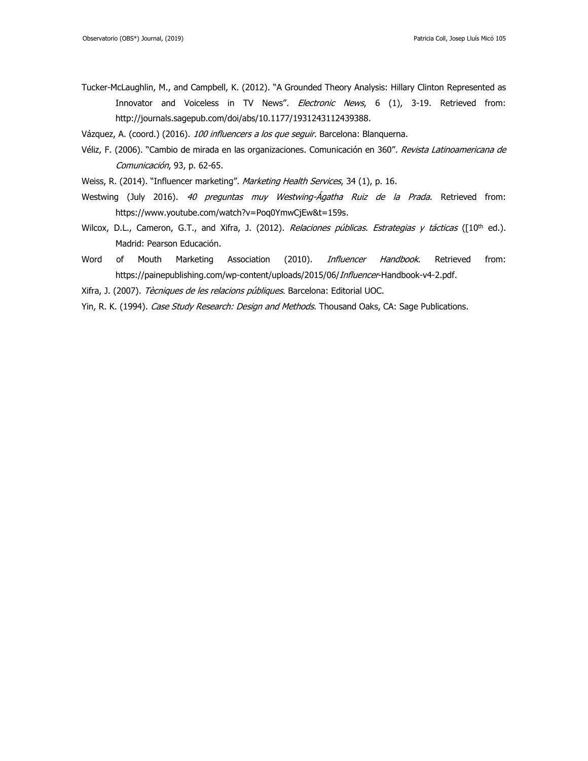Tucker-McLaughlin, M., and Campbell, K. (2012). "A Grounded Theory Analysis: Hillary Clinton Represented as Innovator and Voiceless in TV News". *Electronic News*, 6 (1), 3-19. Retrieved from: http://journals.sagepub.com/doi/abs/10.1177/1931243112439388.

Vázquez, A. (coord.) (2016). *100 influencers a los que seguir*. Barcelona: Blanquerna.

Véliz, F. (2006). "Cambio de mirada en las organizaciones. Comunicación en 360". *Revista Latinoamericana de Comunicación*, 93, p. 62-65.

Weiss, R. (2014). "Influencer marketing". *Marketing Health Services*, 34 (1), p. 16.

Westwing (July 2016). *40 preguntas muy Westwing-Ágatha Ruiz de la Prada*. Retrieved from: https://www.youtube.com/watch?v=Poq0YmwCjEw&t=159s.

Wilcox, D.L., Cameron, G.T., and Xifra, J. (2012). *Relaciones públicas. Estrategias y tácticas* ([10th ed.). Madrid: Pearson Educación.

Word of Mouth Marketing Association (2010). *Influencer Handbook*. Retrieved from: https://painepublishing.com/wp-content/uploads/2015/06/*Influencer*-Handbook-v4-2.pdf.

Xifra, J. (2007). *Tècniques de les relacions públiques*. Barcelona: Editorial UOC.

Yin, R. K. (1994). *Case Study Research: Design and Methods*. Thousand Oaks, CA: Sage Publications.